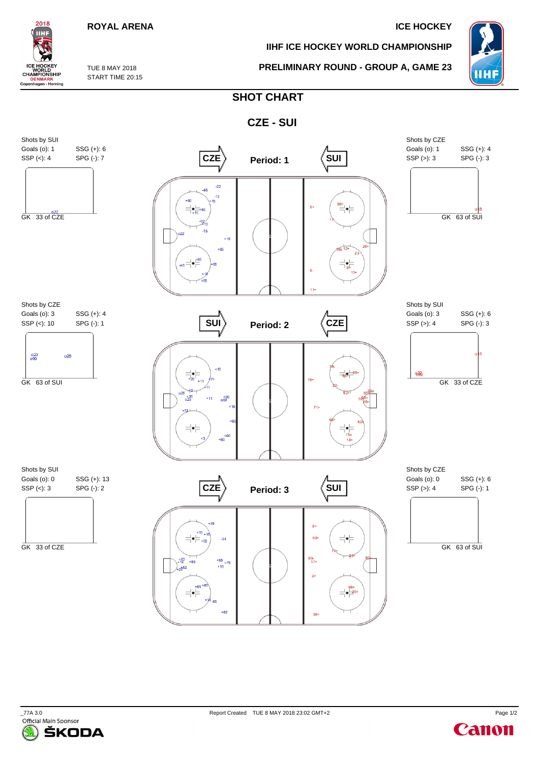ROYAL ARENA

ICE HOCKEY

IIHF ICE HOCKEY WORLD CHAMPIONSHIP

TUE 8 MAY 2018
START TIME 20:15

PRELIMINARY ROUND - GROUP A, GAME 23

# SHOT CHART

## CZE - SUI

### Period: 1

CZE → SUI

| Shots by SUI | |
|---|---|
| Goals (o): 1 | SSG (+): 6 |
| SSP (<): 4 | SPG (-): 7 |

GK 33 of CZE

| Shots by CZE | |
|---|---|
| Goals (o): 1 | SSG (+): 4 |
| SSP (>): 3 | SPG (-): 3 |

GK 63 of SUI

### Period: 2

SUI → CZE

| Shots by CZE | |
|---|---|
| Goals (o): 3 | SSG (+): 4 |
| SSP (<): 10 | SPG (-): 1 |

GK 63 of SUI

| Shots by SUI | |
|---|---|
| Goals (o): 3 | SSG (+): 6 |
| SSP (>): 4 | SPG (-): 3 |

GK 33 of CZE

### Period: 3

CZE → SUI

| Shots by SUI | |
|---|---|
| Goals (o): 0 | SSG (+): 13 |
| SSP (<): 3 | SPG (-): 2 |

GK 33 of CZE

| Shots by CZE | |
|---|---|
| Goals (o): 0 | SSG (+): 6 |
| SSP (>): 4 | SPG (-): 1 |

GK 63 of SUI

_77A 3.0

Official Main Sponsor ŠKODA

Report Created TUE 8 MAY 2018 23:02 GMT+2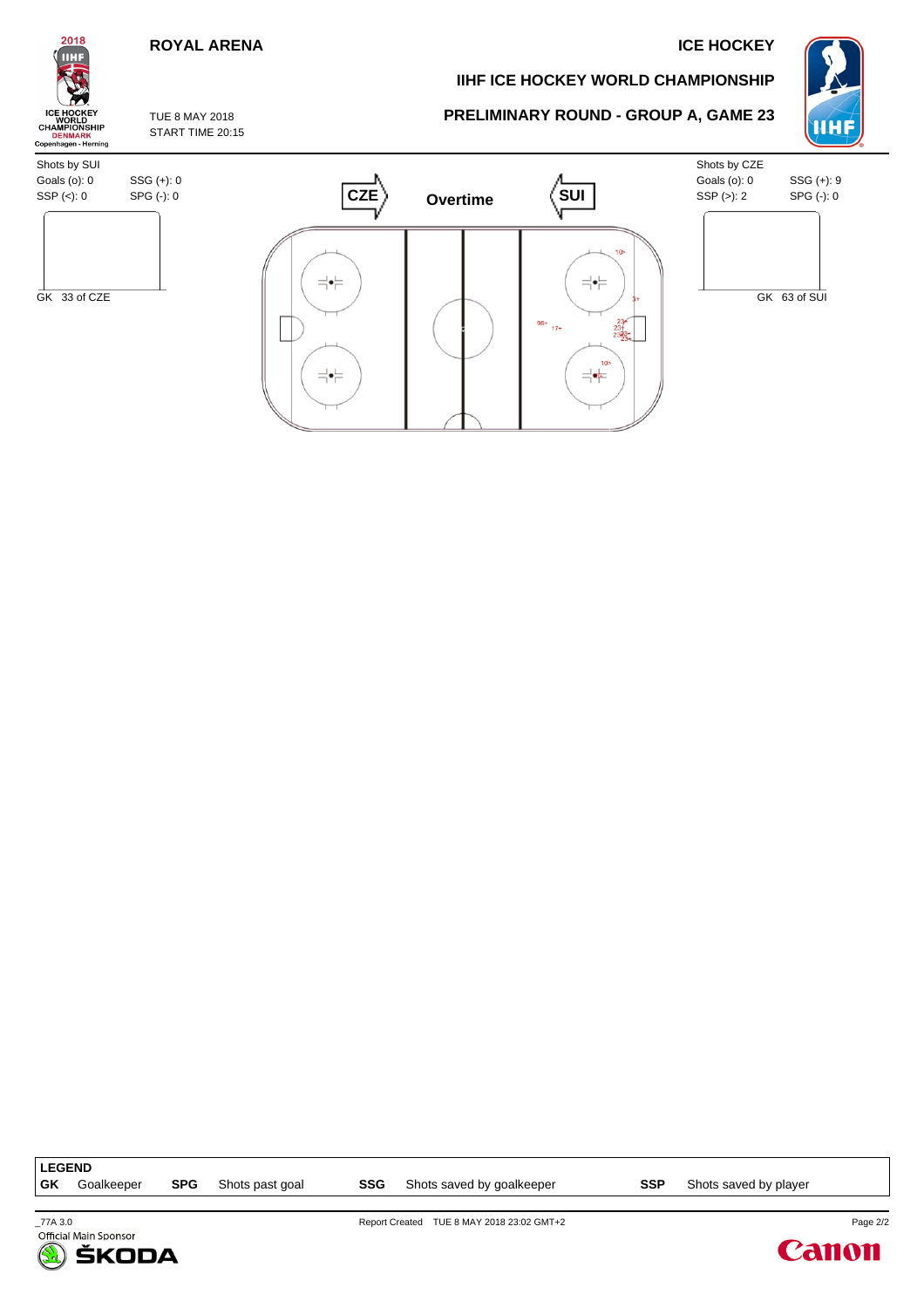ROYAL ARENA

TUE 8 MAY 2018
START TIME 20:15

ICE HOCKEY

IIHF ICE HOCKEY WORLD CHAMPIONSHIP

PRELIMINARY ROUND - GROUP A, GAME 23

Shots by SUI
Goals (o): 0
SSP (<): 0
SSG (+): 0
SPG (-): 0

GK 33 of CZE

CZE

Overtime

SUI

10+
3+
98+
17+
23+
23+
23+
23+
10+

Shots by CZE
Goals (o): 0
SSP (>): 2
SSG (+): 9
SPG (-): 0

GK 63 of SUI

| LEGEND | | | | | | | |
|---|---|---|---|---|---|---|---|
| GK | Goalkeeper | SPG | Shots past goal | SSG | Shots saved by goalkeeper | SSP | Shots saved by player |

_77A 3.0

Report Created TUE 8 MAY 2018 23:02 GMT+2

Official Main Sponsor